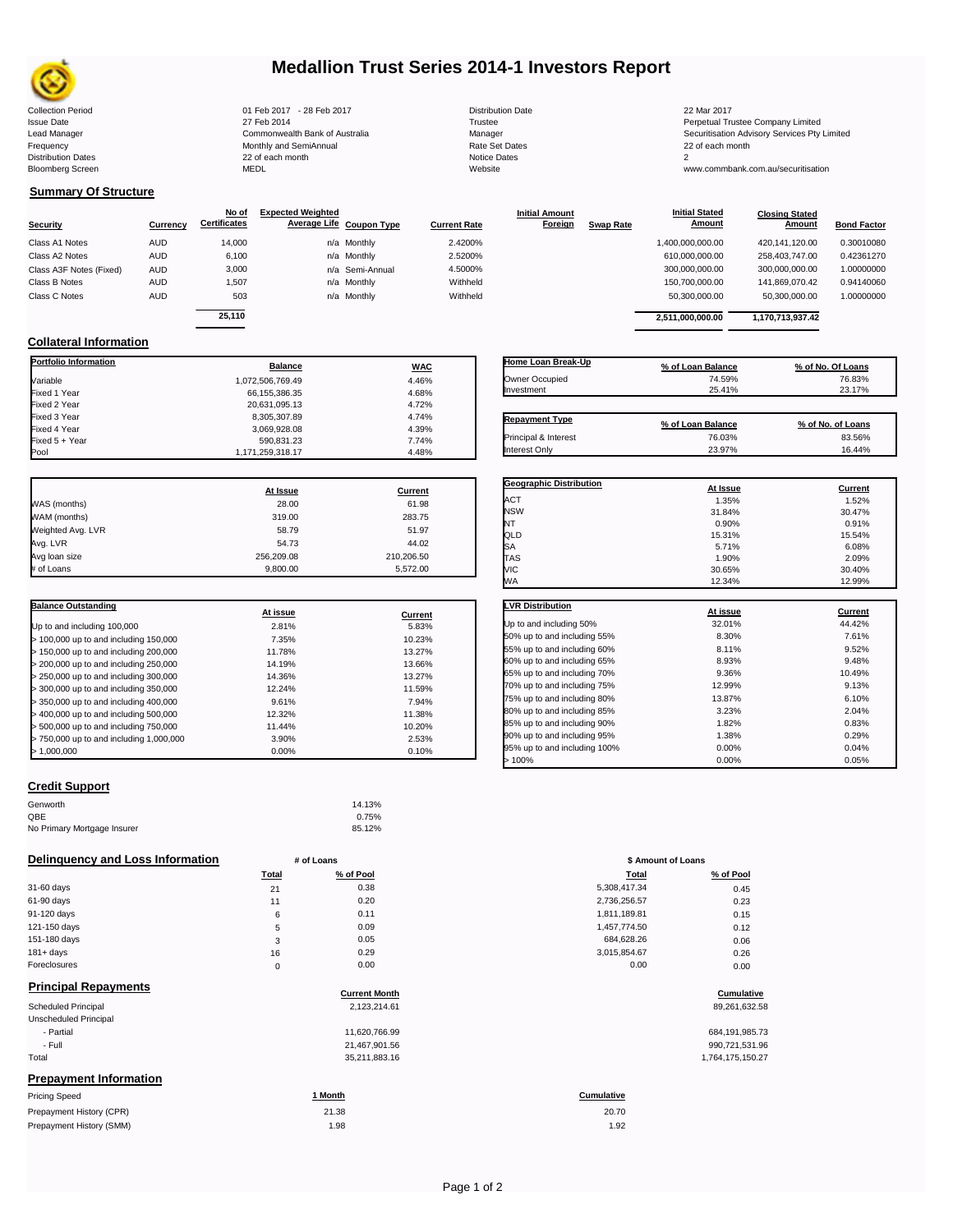# Medallion Trust Series 2014-1 Investors Report

| | | | |
|---|---|---|---|
| Collection Period | 01 Feb 2017 - 28 Feb 2017 | Distribution Date | 22 Mar 2017 |
| Issue Date | 27 Feb 2014 | Trustee | Perpetual Trustee Company Limited |
| Lead Manager | Commonwealth Bank of Australia | Manager | Securitisation Advisory Services Pty Limited |
| Frequency | Monthly and SemiAnnual | Rate Set Dates | 22 of each month |
| Distribution Dates | 22 of each month | Notice Dates | 2 |
| Bloomberg Screen | MEDL | Website | www.commbank.com.au/securitisation |

## Summary Of Structure

| Security | Currency | No of Certificates | Expected Weighted Average Life | Coupon Type | Current Rate | Initial Amount Foreign | Swap Rate | Initial Stated Amount | Closing Stated Amount | Bond Factor |
|---|---|---|---|---|---|---|---|---|---|---|
| Class A1 Notes | AUD | 14,000 | n/a | Monthly | 2.4200% | | | 1,400,000,000.00 | 420,141,120.00 | 0.30010080 |
| Class A2 Notes | AUD | 6,100 | n/a | Monthly | 2.5200% | | | 610,000,000.00 | 258,403,747.00 | 0.42361270 |
| Class A3F Notes (Fixed) | AUD | 3,000 | n/a | Semi-Annual | 4.5000% | | | 300,000,000.00 | 300,000,000.00 | 1.00000000 |
| Class B Notes | AUD | 1,507 | n/a | Monthly | Withheld | | | 150,700,000.00 | 141,869,070.42 | 0.94140060 |
| Class C Notes | AUD | 503 | n/a | Monthly | Withheld | | | 50,300,000.00 | 50,300,000.00 | 1.00000000 |
| | | 25,110 | | | | | | 2,511,000,000.00 | 1,170,713,937.42 | |

## Collateral Information

| Portfolio Information | Balance | WAC |
|---|---|---|
| Variable | 1,072,506,769.49 | 4.46% |
| Fixed 1 Year | 66,155,386.35 | 4.68% |
| Fixed 2 Year | 20,631,095.13 | 4.72% |
| Fixed 3 Year | 8,305,307.89 | 4.74% |
| Fixed 4 Year | 3,069,928.08 | 4.39% |
| Fixed 5 + Year | 590,831.23 | 7.74% |
| Pool | 1,171,259,318.17 | 4.48% |

| Home Loan Break-Up | % of Loan Balance | % of No. Of Loans |
|---|---|---|
| Owner Occupied | 74.59% | 76.83% |
| Investment | 25.41% | 23.17% |

| Repayment Type | % of Loan Balance | % of No. of Loans |
|---|---|---|
| Principal & Interest | 76.03% | 83.56% |
| Interest Only | 23.97% | 16.44% |

| | At Issue | Current |
|---|---|---|
| WAS (months) | 28.00 | 61.98 |
| WAM (months) | 319.00 | 283.75 |
| Weighted Avg. LVR | 58.79 | 51.97 |
| Avg. LVR | 54.73 | 44.02 |
| Avg loan size | 256,209.08 | 210,206.50 |
| # of Loans | 9,800.00 | 5,572.00 |

| Geographic Distribution | At Issue | Current |
|---|---|---|
| ACT | 1.35% | 1.52% |
| NSW | 31.84% | 30.47% |
| NT | 0.90% | 0.91% |
| QLD | 15.31% | 15.54% |
| SA | 5.71% | 6.08% |
| TAS | 1.90% | 2.09% |
| VIC | 30.65% | 30.40% |
| WA | 12.34% | 12.99% |

| Balance Outstanding | At issue | Current |
|---|---|---|
| Up to and including 100,000 | 2.81% | 5.83% |
| > 100,000 up to and including 150,000 | 7.35% | 10.23% |
| > 150,000 up to and including 200,000 | 11.78% | 13.27% |
| > 200,000 up to and including 250,000 | 14.19% | 13.66% |
| > 250,000 up to and including 300,000 | 14.36% | 13.27% |
| > 300,000 up to and including 350,000 | 12.24% | 11.59% |
| > 350,000 up to and including 400,000 | 9.61% | 7.94% |
| > 400,000 up to and including 500,000 | 12.32% | 11.38% |
| > 500,000 up to and including 750,000 | 11.44% | 10.20% |
| > 750,000 up to and including 1,000,000 | 3.90% | 2.53% |
| > 1,000,000 | 0.00% | 0.10% |

| LVR Distribution | At issue | Current |
|---|---|---|
| Up to and including 50% | 32.01% | 44.42% |
| 50% up to and including 55% | 8.30% | 7.61% |
| 55% up to and including 60% | 8.11% | 9.52% |
| 60% up to and including 65% | 8.93% | 9.48% |
| 65% up to and including 70% | 9.36% | 10.49% |
| 70% up to and including 75% | 12.99% | 9.13% |
| 75% up to and including 80% | 13.87% | 6.10% |
| 80% up to and including 85% | 3.23% | 2.04% |
| 85% up to and including 90% | 1.82% | 0.83% |
| 90% up to and including 95% | 1.38% | 0.29% |
| 95% up to and including 100% | 0.00% | 0.04% |
| > 100% | 0.00% | 0.05% |

## Credit Support

| | |
|---|---|
| Genworth | 14.13% |
| QBE | 0.75% |
| No Primary Mortgage Insurer | 85.12% |

## Delinquency and Loss Information

| | # of Loans Total | # of Loans % of Pool | $ Amount of Loans Total | $ Amount of Loans % of Pool |
|---|---|---|---|---|
| 31-60 days | 21 | 0.38 | 5,308,417.34 | 0.45 |
| 61-90 days | 11 | 0.20 | 2,736,256.57 | 0.23 |
| 91-120 days | 6 | 0.11 | 1,811,189.81 | 0.15 |
| 121-150 days | 5 | 0.09 | 1,457,774.50 | 0.12 |
| 151-180 days | 3 | 0.05 | 684,628.26 | 0.06 |
| 181+ days | 16 | 0.29 | 3,015,854.67 | 0.26 |
| Foreclosures | 0 | 0.00 | 0.00 | 0.00 |

## Principal Repayments

| | Current Month | Cumulative |
|---|---|---|
| Scheduled Principal | 2,123,214.61 | 89,261,632.58 |
| Unscheduled Principal | | |
| - Partial | 11,620,766.99 | 684,191,985.73 |
| - Full | 21,467,901.56 | 990,721,531.96 |
| Total | 35,211,883.16 | 1,764,175,150.27 |

## Prepayment Information

| Pricing Speed | 1 Month | Cumulative |
|---|---|---|
| Prepayment History (CPR) | 21.38 | 20.70 |
| Prepayment History (SMM) | 1.98 | 1.92 |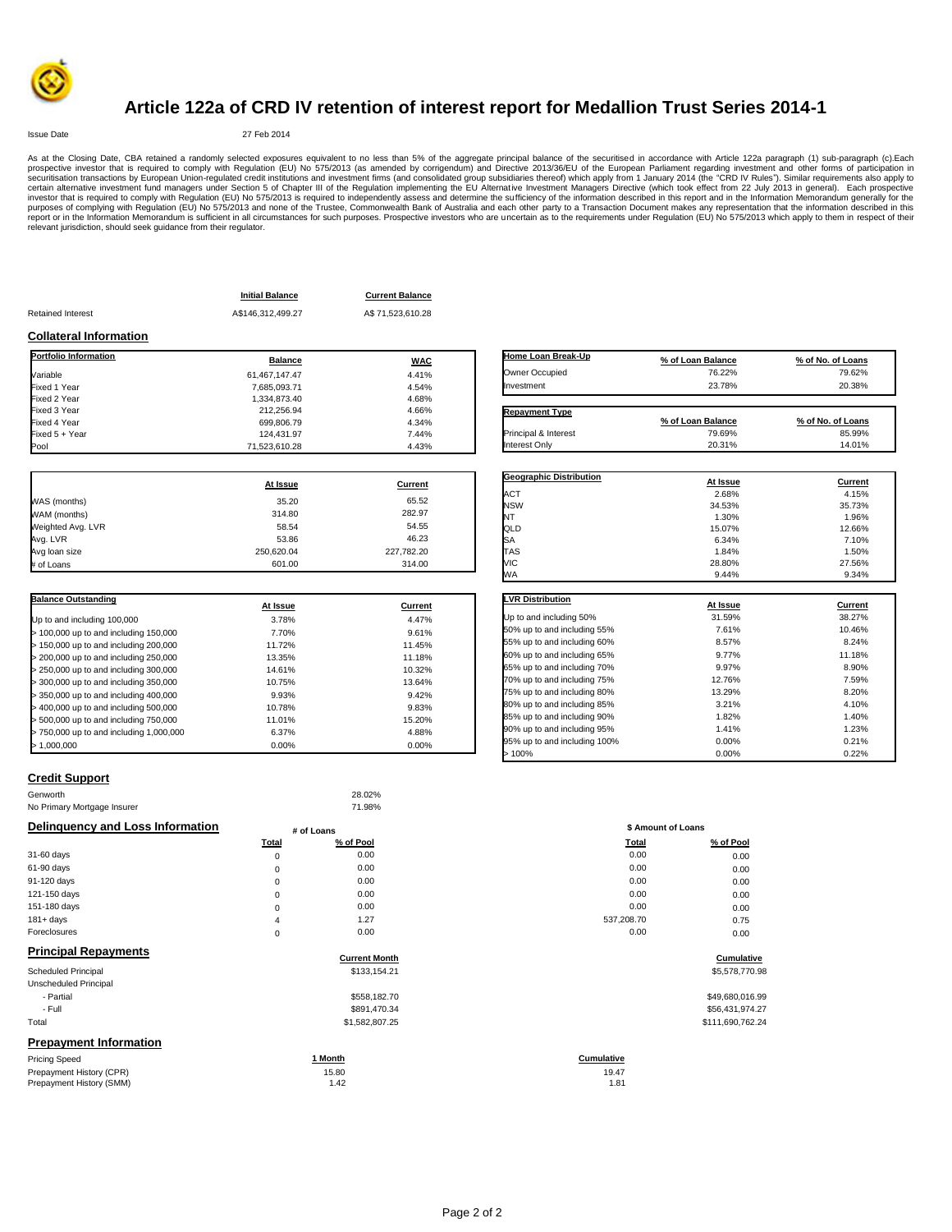# Article 122a of CRD IV retention of interest report for Medallion Trust Series 2014-1

Issue Date 27 Feb 2014

As at the Closing Date, CBA retained a randomly selected exposures equivalent to no less than 5% of the aggregate principal balance of the securitised in accordance with Article 122a paragraph (1) sub-paragraph (c).Each prospective investor that is required to comply with Regulation (EU) No 575/2013 (as amended by corrigendum) and Directive 2013/36/EU of the European Parliament regarding investment and other forms of participation in securitisation transactions by European Union-regulated credit institutions and investment firms (and consolidated group subsidiaries thereof) which apply from 1 January 2014 (the "CRD IV Rules"). Similar requirements also apply to certain alternative investment fund managers under Section 5 of Chapter III of the Regulation implementing the EU Alternative Investment Managers Directive (which took effect from 22 July 2013 in general). Each prospective investor that is required to comply with Regulation (EU) No 575/2013 is required to independently assess and determine the sufficiency of the information described in this report and in the Information Memorandum generally for the purposes of complying with Regulation (EU) No 575/2013 and none of the Trustee, Commonwealth Bank of Australia and each other party to a Transaction Document makes any representation that the information described in this report or in the Information Memorandum is sufficient in all circumstances for such purposes. Prospective investors who are uncertain as to the requirements under Regulation (EU) No 575/2013 which apply to them in respect of their relevant jurisdiction, should seek guidance from their regulator.

| | Initial Balance | Current Balance |
|---|---|---|
| Retained Interest | A$146,312,499.27 | A$ 71,523,610.28 |

## Collateral Information

| Portfolio Information | Balance | WAC |
|---|---|---|
| Variable | 61,467,147.47 | 4.41% |
| Fixed 1 Year | 7,685,093.71 | 4.54% |
| Fixed 2 Year | 1,334,873.40 | 4.68% |
| Fixed 3 Year | 212,256.94 | 4.66% |
| Fixed 4 Year | 699,806.79 | 4.34% |
| Fixed 5 + Year | 124,431.97 | 7.44% |
| Pool | 71,523,610.28 | 4.43% |

| Home Loan Break-Up | % of Loan Balance | % of No. of Loans |
|---|---|---|
| Owner Occupied | 76.22% | 79.62% |
| Investment | 23.78% | 20.38% |

| Repayment Type | % of Loan Balance | % of No. of Loans |
|---|---|---|
| Principal & Interest | 79.69% | 85.99% |
| Interest Only | 20.31% | 14.01% |

| | At Issue | Current |
|---|---|---|
| WAS (months) | 35.20 | 65.52 |
| WAM (months) | 314.80 | 282.97 |
| Weighted Avg. LVR | 58.54 | 54.55 |
| Avg. LVR | 53.86 | 46.23 |
| Avg loan size | 250,620.04 | 227,782.20 |
| # of Loans | 601.00 | 314.00 |

| Geographic Distribution | At Issue | Current |
|---|---|---|
| ACT | 2.68% | 4.15% |
| NSW | 34.53% | 35.73% |
| NT | 1.30% | 1.96% |
| QLD | 15.07% | 12.66% |
| SA | 6.34% | 7.10% |
| TAS | 1.84% | 1.50% |
| VIC | 28.80% | 27.56% |
| WA | 9.44% | 9.34% |

| Balance Outstanding | At Issue | Current |
|---|---|---|
| Up to and including 100,000 | 3.78% | 4.47% |
| > 100,000 up to and including 150,000 | 7.70% | 9.61% |
| > 150,000 up to and including 200,000 | 11.72% | 11.45% |
| > 200,000 up to and including 250,000 | 13.35% | 11.18% |
| > 250,000 up to and including 300,000 | 14.61% | 10.32% |
| > 300,000 up to and including 350,000 | 10.75% | 13.64% |
| > 350,000 up to and including 400,000 | 9.93% | 9.42% |
| > 400,000 up to and including 500,000 | 10.78% | 9.83% |
| > 500,000 up to and including 750,000 | 11.01% | 15.20% |
| > 750,000 up to and including 1,000,000 | 6.37% | 4.88% |
| > 1,000,000 | 0.00% | 0.00% |

| LVR Distribution | At Issue | Current |
|---|---|---|
| Up to and including 50% | 31.59% | 38.27% |
| 50% up to and including 55% | 7.61% | 10.46% |
| 55% up to and including 60% | 8.57% | 8.24% |
| 60% up to and including 65% | 9.77% | 11.18% |
| 65% up to and including 70% | 9.97% | 8.90% |
| 70% up to and including 75% | 12.76% | 7.59% |
| 75% up to and including 80% | 13.29% | 8.20% |
| 80% up to and including 85% | 3.21% | 4.10% |
| 85% up to and including 90% | 1.82% | 1.40% |
| 90% up to and including 95% | 1.41% | 1.23% |
| 95% up to and including 100% | 0.00% | 0.21% |
| > 100% | 0.00% | 0.22% |

## Credit Support

| | |
|---|---|
| Genworth | 28.02% |
| No Primary Mortgage Insurer | 71.98% |

## Delinquency and Loss Information

| | # of Loans | | $ Amount of Loans | |
|---|---|---|---|---|
| | Total | % of Pool | Total | % of Pool |
| 31-60 days | 0 | 0.00 | 0.00 | 0.00 |
| 61-90 days | 0 | 0.00 | 0.00 | 0.00 |
| 91-120 days | 0 | 0.00 | 0.00 | 0.00 |
| 121-150 days | 0 | 0.00 | 0.00 | 0.00 |
| 151-180 days | 0 | 0.00 | 0.00 | 0.00 |
| 181+ days | 4 | 1.27 | 537,208.70 | 0.75 |
| Foreclosures | 0 | 0.00 | 0.00 | 0.00 |

## Principal Repayments

| | Current Month | Cumulative |
|---|---|---|
| Scheduled Principal | $133,154.21 | $5,578,770.98 |
| Unscheduled Principal | | |
| - Partial | $558,182.70 | $49,680,016.99 |
| - Full | $891,470.34 | $56,431,974.27 |
| Total | $1,582,807.25 | $111,690,762.24 |

## Prepayment Information

| Pricing Speed | 1 Month | Cumulative |
|---|---|---|
| Prepayment History (CPR) | 15.80 | 19.47 |
| Prepayment History (SMM) | 1.42 | 1.81 |